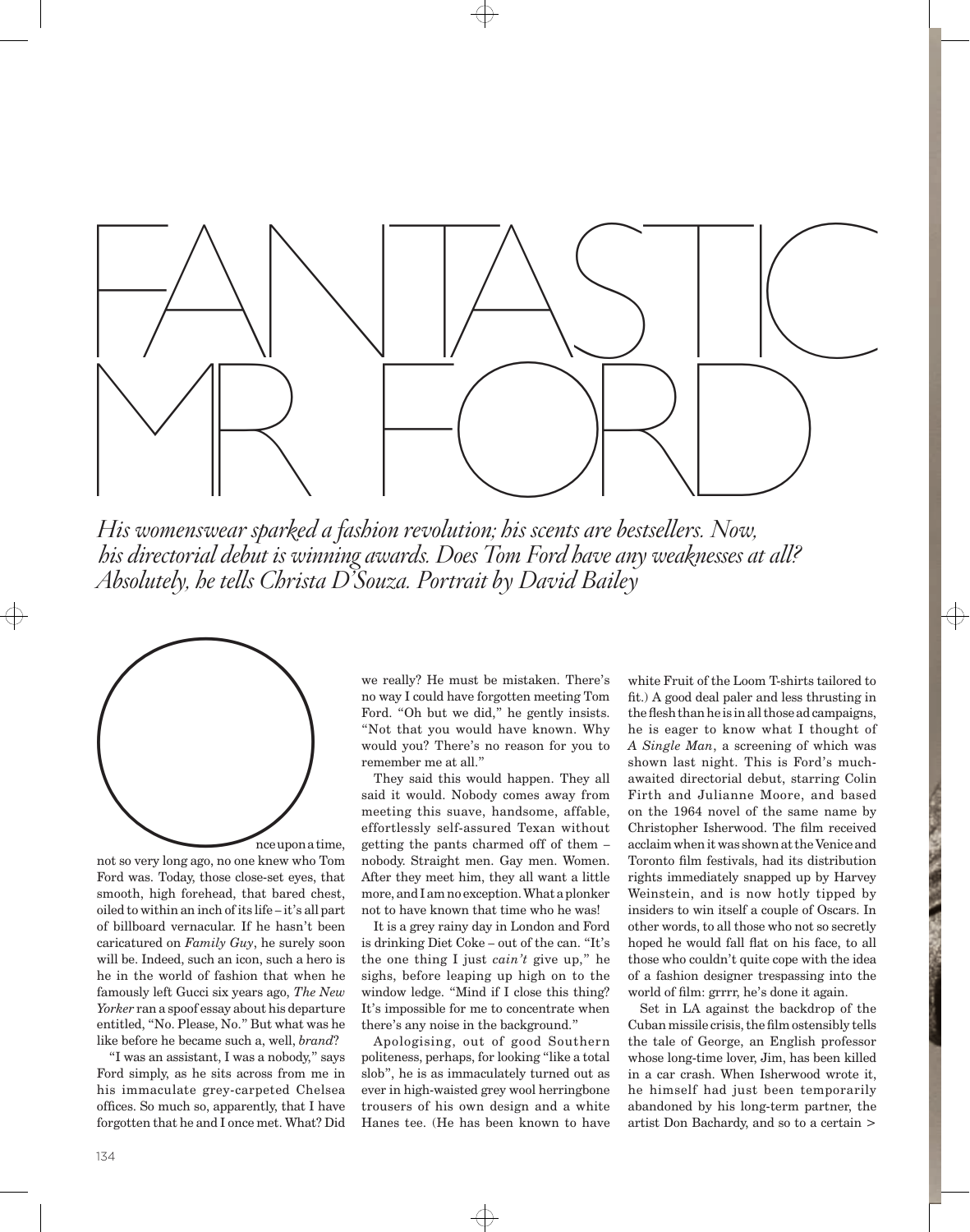# FANTASTIC MR FORD

*His womenswear sparked a fashion revolution; his scents are bestsellers. Now, his directorial debut is winning awards. Does Tom Ford have any weaknesses at all? Absolutely, he tells Christa D'Souza. Portrait by David Bailey*

Once upon a time, not so very long ago, no one knew who Tom Ford was. Today, those close-set eyes, that smooth, high forehead, that bared chest, oiled to within an inch of its life – it's all part of billboard vernacular. If he hasn't been caricatured on *Family Guy*, he surely soon will be. Indeed, such an icon, such a hero is he in the world of fashion that when he famously left Gucci six years ago, *The New Yorker* ran a spoof essay about his departure entitled, "No. Please, No." But what was he like before he became such a, well, *brand*?

"I was an assistant, I was a nobody," says Ford simply, as he sits across from me in his immaculate grey-carpeted Chelsea offices. So much so, apparently, that I have forgotten that he and I once met. What? Did we really? He must be mistaken. There's no way I could have forgotten meeting Tom Ford. "Oh but we did," he gently insists. "Not that you would have known. Why would you? There's no reason for you to remember me at all."

They said this would happen. They all said it would. Nobody comes away from meeting this suave, handsome, affable, effortlessly self-assured Texan without getting the pants charmed off of them – nobody. Straight men. Gay men. Women. After they meet him, they all want a little more, and I am no exception. What a plonker not to have known that time who he was!

It is a grey rainy day in London and Ford is drinking Diet Coke – out of the can. "It's the one thing I just *cain't* give up," he sighs, before leaping up high on to the window ledge. "Mind if I close this thing? It's impossible for me to concentrate when there's any noise in the background."

Apologising, out of good Southern politeness, perhaps, for looking "like a total slob", he is as immaculately turned out as ever in high-waisted grey wool herringbone trousers of his own design and a white Hanes tee. (He has been known to have white Fruit of the Loom T-shirts tailored to fit.) A good deal paler and less thrusting in the flesh than he is in all those ad campaigns, he is eager to know what I thought of *A Single Man*, a screening of which was shown last night. This is Ford's much-awaited directorial debut, starring Colin Firth and Julianne Moore, and based on the 1964 novel of the same name by Christopher Isherwood. The film received acclaim when it was shown at the Venice and Toronto film festivals, had its distribution rights immediately snapped up by Harvey Weinstein, and is now hotly tipped by insiders to win itself a couple of Oscars. In other words, to all those who not so secretly hoped he would fall flat on his face, to all those who couldn't quite cope with the idea of a fashion designer trespassing into the world of film: grrrr, he's done it again.

Set in LA against the backdrop of the Cuban missile crisis, the film ostensibly tells the tale of George, an English professor whose long-time lover, Jim, has been killed in a car crash. When Isherwood wrote it, he himself had just been temporarily abandoned by his long-term partner, the artist Don Bachardy, and so to a certain >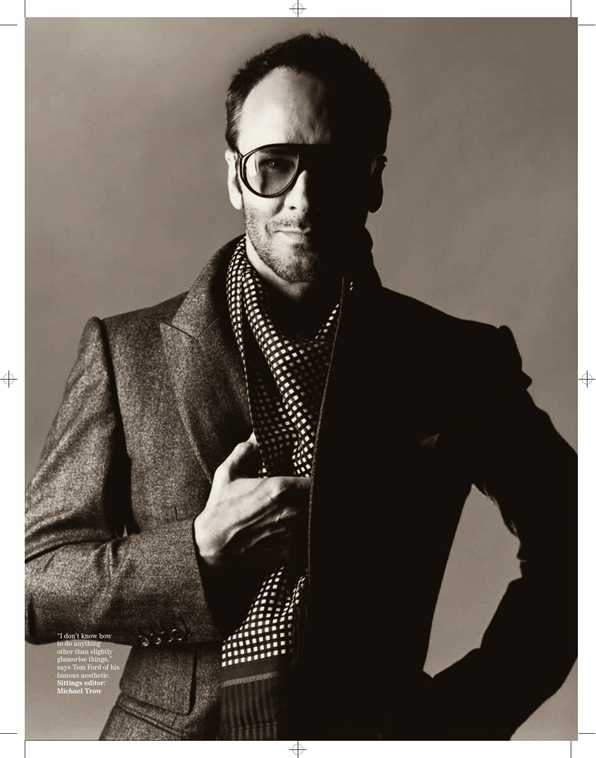"I don't know how to do anything other than slightly glamorise things," says Tom Ford of his famous aesthetic. **Sittings editor: Michael Trow**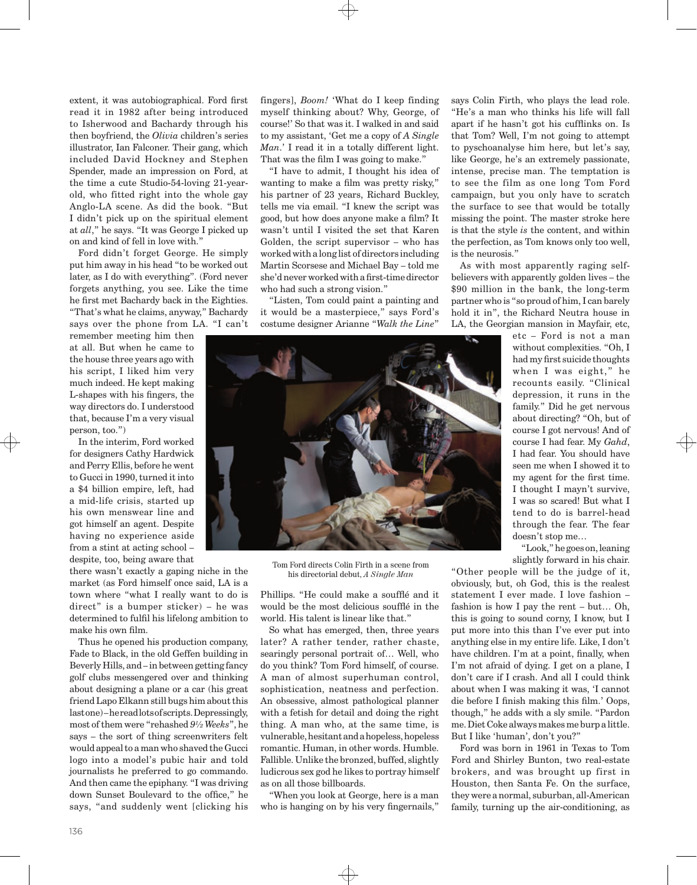extent, it was autobiographical. Ford first read it in 1982 after being introduced to Isherwood and Bachardy through his then boyfriend, the *Olivia* children's series illustrator, Ian Falconer. Their gang, which included David Hockney and Stephen Spender, made an impression on Ford, at the time a cute Studio-54-loving 21-year-old, who fitted right into the whole gay Anglo-LA scene. As did the book. "But I didn't pick up on the spiritual element at *all*," he says. "It was George I picked up on and kind of fell in love with."

Ford didn't forget George. He simply put him away in his head "to be worked out later, as I do with everything". (Ford never forgets anything, you see. Like the time he first met Bachardy back in the Eighties. "That's what he claims, anyway," Bachardy says over the phone from LA. "I can't remember meeting him then at all. But when he came to the house three years ago with his script, I liked him very much indeed. He kept making L-shapes with his fingers, the way directors do. I understood that, because I'm a very visual person, too.")

In the interim, Ford worked for designers Cathy Hardwick and Perry Ellis, before he went to Gucci in 1990, turned it into a $4 billion empire, left, had a mid-life crisis, started up his own menswear line and got himself an agent. Despite having no experience aside from a stint at acting school – despite, too, being aware that there wasn't exactly a gaping niche in the market (as Ford himself once said, LA is a town where "what I really want to do is direct" is a bumper sticker) – he was determined to fulfil his lifelong ambition to make his own film.

Thus he opened his production company, Fade to Black, in the old Geffen building in Beverly Hills, and – in between getting fancy golf clubs messengered over and thinking about designing a plane or a car (his great friend Lapo Elkann still bugs him about this last one) – he read lots of scripts. Depressingly, most of them were "rehashed *9½ Weeks*", he says – the sort of thing screenwriters felt would appeal to a man who shaved the Gucci logo into a model's pubic hair and told journalists he preferred to go commando. And then came the epiphany. "I was driving down Sunset Boulevard to the office," he says, "and suddenly went [clicking his fingers], *Boom!* 'What do I keep finding myself thinking about? Why, George, of course!' So that was it. I walked in and said to my assistant, 'Get me a copy of *A Single Man*.' I read it in a totally different light. That was the film I was going to make."

"I have to admit, I thought his idea of wanting to make a film was pretty risky," his partner of 23 years, Richard Buckley, tells me via email. "I knew the script was good, but how does anyone make a film? It wasn't until I visited the set that Karen Golden, the script supervisor – who has worked with a long list of directors including Martin Scorsese and Michael Bay – told me she'd never worked with a first-time director who had such a strong vision."

"Listen, Tom could paint a painting and it would be a masterpiece," says Ford's costume designer Arianne "*Walk the Line*" Phillips. "He could make a soufflé and it would be the most delicious soufflé in the world. His talent is linear like that."

Tom Ford directs Colin Firth in a scene from his directorial debut, *A Single Man*

So what has emerged, then, three years later? A rather tender, rather chaste, searingly personal portrait of… Well, who do you think? Tom Ford himself, of course. A man of almost superhuman control, sophistication, neatness and perfection. An obsessive, almost pathological planner with a fetish for detail and doing the right thing. A man who, at the same time, is vulnerable, hesitant and a hopeless, hopeless romantic. Human, in other words. Humble. Fallible. Unlike the bronzed, buffed, slightly ludicrous sex god he likes to portray himself as on all those billboards.

"When you look at George, here is a man who is hanging on by his very fingernails," says Colin Firth, who plays the lead role. "He's a man who thinks his life will fall apart if he hasn't got his cufflinks on. Is that Tom? Well, I'm not going to attempt to pyschoanalyse him here, but let's say, like George, he's an extremely passionate, intense, precise man. The temptation is to see the film as one long Tom Ford campaign, but you only have to scratch the surface to see that would be totally missing the point. The master stroke here is that the style *is* the content, and within the perfection, as Tom knows only too well, is the neurosis."

As with most apparently raging self-believers with apparently golden lives – the $90 million in the bank, the long-term partner who is "so proud of him, I can barely hold it in", the Richard Neutra house in LA, the Georgian mansion in Mayfair, etc, etc – Ford is not a man without complexities. "Oh, I had my first suicide thoughts when I was eight," he recounts easily. "Clinical depression, it runs in the family." Did he get nervous about directing? "Oh, but of course I got nervous! And of course I had fear. My *Gahd*, I had fear. You should have seen me when I showed it to my agent for the first time. I thought I mayn't survive, I was so scared! But what I tend to do is barrel-head through the fear. The fear doesn't stop me…

"Look," he goes on, leaning slightly forward in his chair. "Other people will be the judge of it, obviously, but, oh God, this is the realest statement I ever made. I love fashion – fashion is how I pay the rent – but… Oh, this is going to sound corny, I know, but I put more into this than I've ever put into anything else in my entire life. Like, I don't have children. I'm at a point, finally, when I'm not afraid of dying. I get on a plane, I don't care if I crash. And all I could think about when I was making it was, 'I cannot die before I finish making this film.' Oops, though," he adds with a sly smile. "Pardon me. Diet Coke always makes me burp a little. But I like 'human', don't you?"

Ford was born in 1961 in Texas to Tom Ford and Shirley Bunton, two real-estate brokers, and was brought up first in Houston, then Santa Fe. On the surface, they were a normal, suburban, all-American family, turning up the air-conditioning, as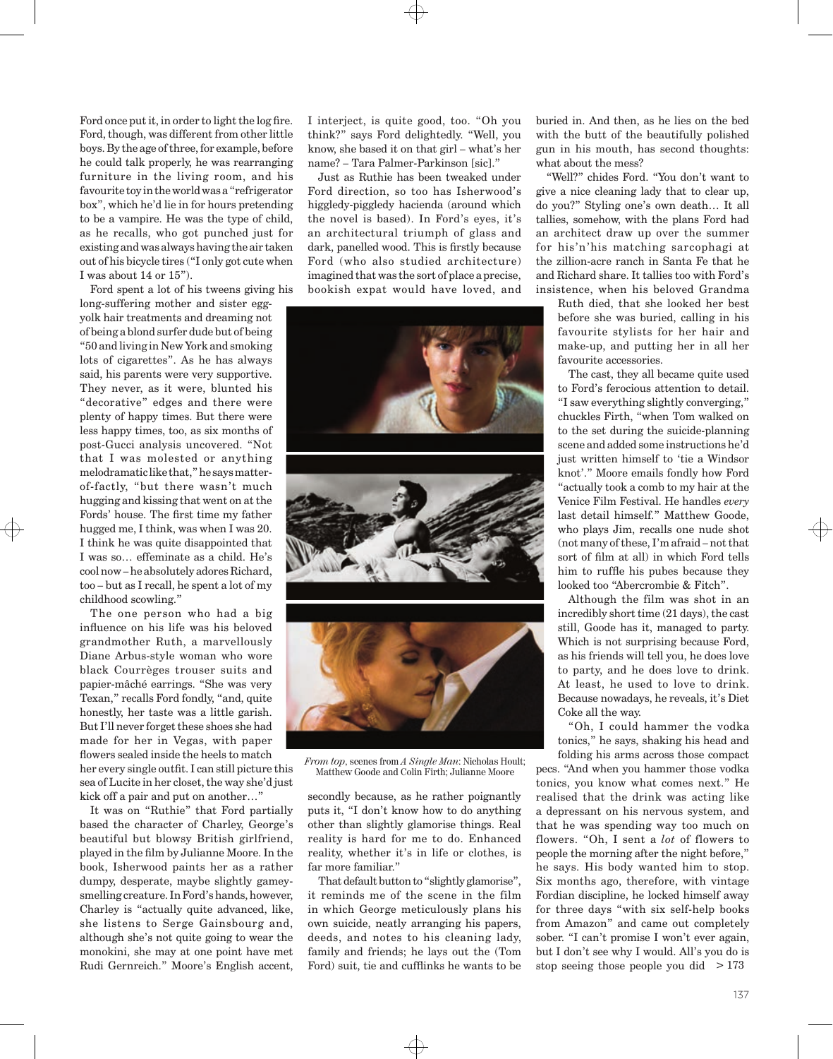Ford once put it, in order to light the log fire. Ford, though, was different from other little boys. By the age of three, for example, before he could talk properly, he was rearranging furniture in the living room, and his favourite toy in the world was a "refrigerator box", which he'd lie in for hours pretending to be a vampire. He was the type of child, as he recalls, who got punched just for existing and was always having the air taken out of his bicycle tires ("I only got cute when I was about 14 or 15").

Ford spent a lot of his tweens giving his long-suffering mother and sister egg-yolk hair treatments and dreaming not of being a blond surfer dude but of being "50 and living in New York and smoking lots of cigarettes". As he has always said, his parents were very supportive. They never, as it were, blunted his "decorative" edges and there were plenty of happy times. But there were less happy times, too, as six months of post-Gucci analysis uncovered. "Not that I was molested or anything melodramatic like that," he says matter-of-factly, "but there wasn't much hugging and kissing that went on at the Fords' house. The first time my father hugged me, I think, was when I was 20. I think he was quite disappointed that I was so… effeminate as a child. He's cool now – he absolutely adores Richard, too – but as I recall, he spent a lot of my childhood scowling."

The one person who had a big influence on his life was his beloved grandmother Ruth, a marvellously Diane Arbus-style woman who wore black Courrèges trouser suits and papier-mâché earrings. "She was very Texan," recalls Ford fondly, "and, quite honestly, her taste was a little garish. But I'll never forget these shoes she had made for her in Vegas, with paper flowers sealed inside the heels to match her every single outfit. I can still picture this sea of Lucite in her closet, the way she'd just kick off a pair and put on another…"

It was on "Ruthie" that Ford partially based the character of Charley, George's beautiful but blowsy British girlfriend, played in the film by Julianne Moore. In the book, Isherwood paints her as a rather dumpy, desperate, maybe slightly gamey-smelling creature. In Ford's hands, however, Charley is "actually quite advanced, like, she listens to Serge Gainsbourg and, although she's not quite going to wear the monokini, she may at one point have met Rudi Gernreich." Moore's English accent, I interject, is quite good, too. "Oh you think?" says Ford delightedly. "Well, you know, she based it on that girl – what's her name? – Tara Palmer-Parkinson [sic]."

Just as Ruthie has been tweaked under Ford direction, so too has Isherwood's higgledy-piggledy hacienda (around which the novel is based). In Ford's eyes, it's an architectural triumph of glass and dark, panelled wood. This is firstly because Ford (who also studied architecture) imagined that was the sort of place a precise, bookish expat would have loved, and secondly because, as he rather poignantly puts it, "I don't know how to do anything other than slightly glamorise things. Real reality is hard for me to do. Enhanced reality, whether it's in life or clothes, is far more familiar."

*From top*, scenes from *A Single Man*: Nicholas Hoult; Matthew Goode and Colin Firth; Julianne Moore

That default button to "slightly glamorise", it reminds me of the scene in the film in which George meticulously plans his own suicide, neatly arranging his papers, deeds, and notes to his cleaning lady, family and friends; he lays out the (Tom Ford) suit, tie and cufflinks he wants to be buried in. And then, as he lies on the bed with the butt of the beautifully polished gun in his mouth, has second thoughts: what about the mess?

"Well?" chides Ford. "You don't want to give a nice cleaning lady that to clear up, do you?" Styling one's own death… It all tallies, somehow, with the plans Ford had an architect draw up over the summer for his'n'his matching sarcophagi at the zillion-acre ranch in Santa Fe that he and Richard share. It tallies too with Ford's insistence, when his beloved Grandma Ruth died, that she looked her best before she was buried, calling in his favourite stylists for her hair and make-up, and putting her in all her favourite accessories.

The cast, they all became quite used to Ford's ferocious attention to detail. "I saw everything slightly converging," chuckles Firth, "when Tom walked on to the set during the suicide-planning scene and added some instructions he'd just written himself to 'tie a Windsor knot'." Moore emails fondly how Ford "actually took a comb to my hair at the Venice Film Festival. He handles *every* last detail himself." Matthew Goode, who plays Jim, recalls one nude shot (not many of these, I'm afraid – not that sort of film at all) in which Ford tells him to ruffle his pubes because they looked too "Abercrombie & Fitch".

Although the film was shot in an incredibly short time (21 days), the cast still, Goode has it, managed to party. Which is not surprising because Ford, as his friends will tell you, he does love to party, and he does love to drink. At least, he used to love to drink. Because nowadays, he reveals, it's Diet Coke all the way.

"Oh, I could hammer the vodka tonics," he says, shaking his head and folding his arms across those compact pecs. "And when you hammer those vodka tonics, you know what comes next." He realised that the drink was acting like a depressant on his nervous system, and that he was spending way too much on flowers. "Oh, I sent a *lot* of flowers to people the morning after the night before," he says. His body wanted him to stop. Six months ago, therefore, with vintage Fordian discipline, he locked himself away for three days "with six self-help books from Amazon" and came out completely sober. "I can't promise I won't ever again, but I don't see why I would. All's you do is stop seeing those people you did > 173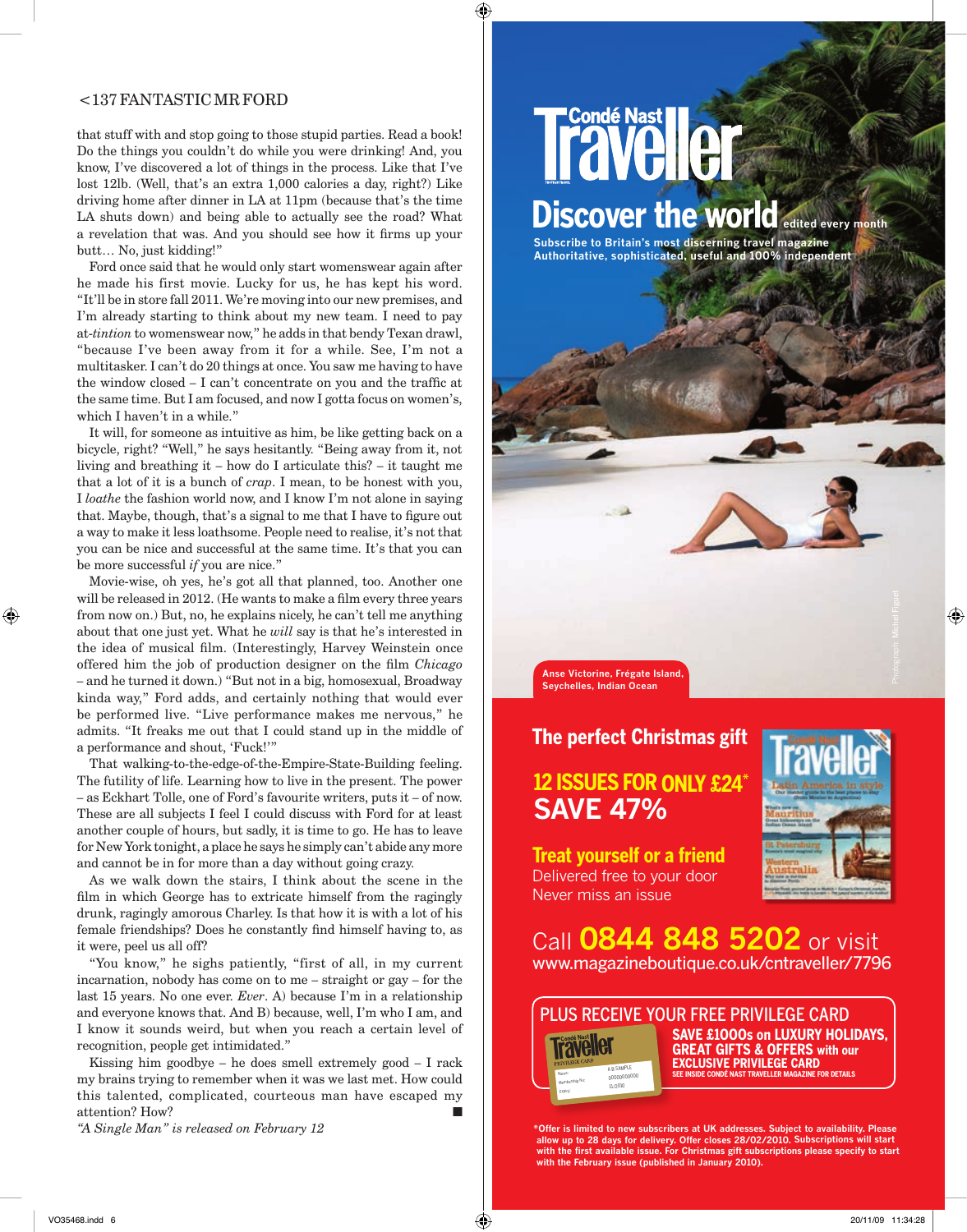<137 FANTASTIC MR FORD

that stuff with and stop going to those stupid parties. Read a book! Do the things you couldn't do while you were drinking! And, you know, I've discovered a lot of things in the process. Like that I've lost 12lb. (Well, that's an extra 1,000 calories a day, right?) Like driving home after dinner in LA at 11pm (because that's the time LA shuts down) and being able to actually see the road? What a revelation that was. And you should see how it firms up your butt… No, just kidding!"

Ford once said that he would only start womenswear again after he made his first movie. Lucky for us, he has kept his word. "It'll be in store fall 2011. We're moving into our new premises, and I'm already starting to think about my new team. I need to pay at-*tintion* to womenswear now," he adds in that bendy Texan drawl, "because I've been away from it for a while. See, I'm not a multitasker. I can't do 20 things at once. You saw me having to have the window closed – I can't concentrate on you and the traffic at the same time. But I am focused, and now I gotta focus on women's, which I haven't in a while."

It will, for someone as intuitive as him, be like getting back on a bicycle, right? "Well," he says hesitantly. "Being away from it, not living and breathing it – how do I articulate this? – it taught me that a lot of it is a bunch of *crap*. I mean, to be honest with you, I *loathe* the fashion world now, and I know I'm not alone in saying that. Maybe, though, that's a signal to me that I have to figure out a way to make it less loathsome. People need to realise, it's not that you can be nice and successful at the same time. It's that you can be more successful *if* you are nice."

Movie-wise, oh yes, he's got all that planned, too. Another one will be released in 2012. (He wants to make a film every three years from now on.) But, no, he explains nicely, he can't tell me anything about that one just yet. What he *will* say is that he's interested in the idea of musical film. (Interestingly, Harvey Weinstein once offered him the job of production designer on the film *Chicago* – and he turned it down.) "But not in a big, homosexual, Broadway kinda way," Ford adds, and certainly nothing that would ever be performed live. "Live performance makes me nervous," he admits. "It freaks me out that I could stand up in the middle of a performance and shout, 'Fuck!'"

That walking-to-the-edge-of-the-Empire-State-Building feeling. The futility of life. Learning how to live in the present. The power – as Eckhart Tolle, one of Ford's favourite writers, puts it – of now. These are all subjects I feel I could discuss with Ford for at least another couple of hours, but sadly, it is time to go. He has to leave for New York tonight, a place he says he simply can't abide any more and cannot be in for more than a day without going crazy.

As we walk down the stairs, I think about the scene in the film in which George has to extricate himself from the raggingly drunk, raggingly amorous Charley. Is that how it is with a lot of his female friendships? Does he constantly find himself having to, as it were, peel us all off?

"You know," he sighs patiently, "first of all, in my current incarnation, nobody has come on to me – straight or gay – for the last 15 years. No one ever. *Ever*. A) because I'm in a relationship and everyone knows that. And B) because, well, I'm who I am, and I know it sounds weird, but when you reach a certain level of recognition, people get intimidated."

Kissing him goodbye – he does smell extremely good – I rack my brains trying to remember when it was we last met. How could this talented, complicated, courteous man have escaped my attention? How? ■

*"A Single Man" is released on February 12*

---

# Condé Nast Traveller

## Discover the world edited every month

**Subscribe to Britain's most discerning travel magazine**
**Authoritative, sophisticated, useful and 100% independent**

Anse Victorine, Frégate Island, Seychelles, Indian Ocean

Photograph: Michel Figuet

## The perfect Christmas gift

**12 ISSUES FOR ONLY £24*\***
**SAVE 47%**

**Treat yourself or a friend**
Delivered free to your door
Never miss an issue

Call **0844 848 5202** or visit
www.magazineboutique.co.uk/cntraveller/7796

**PLUS RECEIVE YOUR FREE PRIVILEGE CARD**
**SAVE £1000s on LUXURY HOLIDAYS, GREAT GIFTS & OFFERS with our EXCLUSIVE PRIVILEGE CARD**
SEE INSIDE CONDÉ NAST TRAVELLER MAGAZINE FOR DETAILS

*Offer is limited to new subscribers at UK addresses. Subject to availability. Please allow up to 28 days for delivery. Offer closes 28/02/2010. Subscriptions will start with the first available issue. For Christmas gift subscriptions please specify to start with the February issue (published in January 2010).